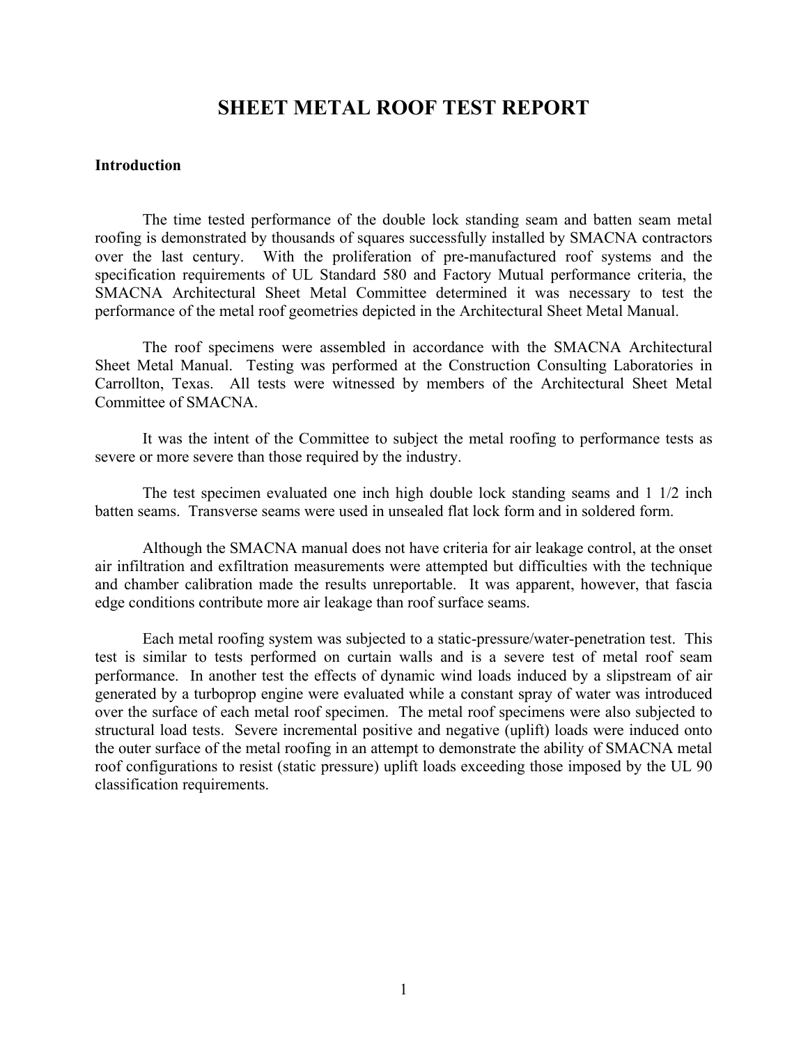# SHEET METAL ROOF TEST REPORT

**Introduction**

The time tested performance of the double lock standing seam and batten seam metal roofing is demonstrated by thousands of squares successfully installed by SMACNA contractors over the last century. With the proliferation of pre-manufactured roof systems and the specification requirements of UL Standard 580 and Factory Mutual performance criteria, the SMACNA Architectural Sheet Metal Committee determined it was necessary to test the performance of the metal roof geometries depicted in the Architectural Sheet Metal Manual.

The roof specimens were assembled in accordance with the SMACNA Architectural Sheet Metal Manual. Testing was performed at the Construction Consulting Laboratories in Carrollton, Texas. All tests were witnessed by members of the Architectural Sheet Metal Committee of SMACNA.

It was the intent of the Committee to subject the metal roofing to performance tests as severe or more severe than those required by the industry.

The test specimen evaluated one inch high double lock standing seams and 1 1/2 inch batten seams. Transverse seams were used in unsealed flat lock form and in soldered form.

Although the SMACNA manual does not have criteria for air leakage control, at the onset air infiltration and exfiltration measurements were attempted but difficulties with the technique and chamber calibration made the results unreportable. It was apparent, however, that fascia edge conditions contribute more air leakage than roof surface seams.

Each metal roofing system was subjected to a static-pressure/water-penetration test. This test is similar to tests performed on curtain walls and is a severe test of metal roof seam performance. In another test the effects of dynamic wind loads induced by a slipstream of air generated by a turboprop engine were evaluated while a constant spray of water was introduced over the surface of each metal roof specimen. The metal roof specimens were also subjected to structural load tests. Severe incremental positive and negative (uplift) loads were induced onto the outer surface of the metal roofing in an attempt to demonstrate the ability of SMACNA metal roof configurations to resist (static pressure) uplift loads exceeding those imposed by the UL 90 classification requirements.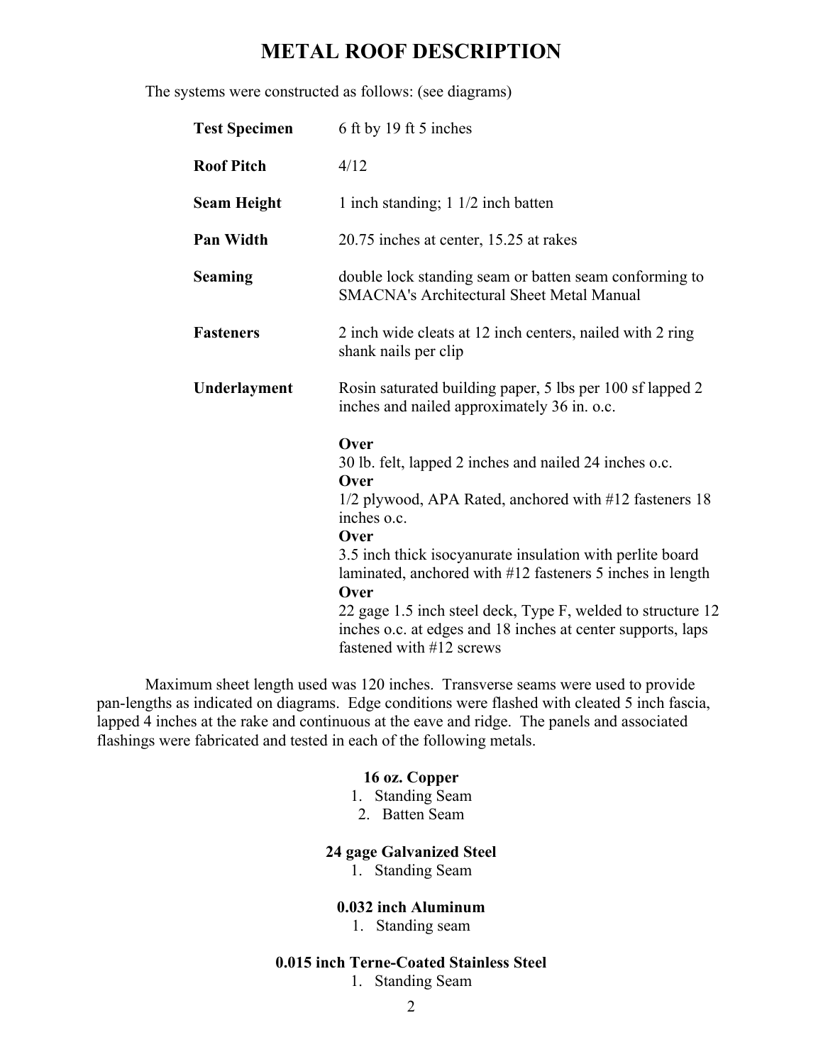# METAL ROOF DESCRIPTION

The systems were constructed as follows: (see diagrams)

| | |
|---|---|
| **Test Specimen** | 6 ft by 19 ft 5 inches |
| **Roof Pitch** | 4/12 |
| **Seam Height** | 1 inch standing; 1 1/2 inch batten |
| **Pan Width** | 20.75 inches at center, 15.25 at rakes |
| **Seaming** | double lock standing seam or batten seam conforming to SMACNA's Architectural Sheet Metal Manual |
| **Fasteners** | 2 inch wide cleats at 12 inch centers, nailed with 2 ring shank nails per clip |
| **Underlayment** | Rosin saturated building paper, 5 lbs per 100 sf lapped 2 inches and nailed approximately 36 in. o.c.<br><br>**Over**<br>30 lb. felt, lapped 2 inches and nailed 24 inches o.c.<br>**Over**<br>1/2 plywood, APA Rated, anchored with #12 fasteners 18 inches o.c.<br>**Over**<br>3.5 inch thick isocyanurate insulation with perlite board laminated, anchored with #12 fasteners 5 inches in length<br>**Over**<br>22 gage 1.5 inch steel deck, Type F, welded to structure 12 inches o.c. at edges and 18 inches at center supports, laps fastened with #12 screws |

Maximum sheet length used was 120 inches. Transverse seams were used to provide pan-lengths as indicated on diagrams. Edge conditions were flashed with cleated 5 inch fascia, lapped 4 inches at the rake and continuous at the eave and ridge. The panels and associated flashings were fabricated and tested in each of the following metals.

**16 oz. Copper**

1. Standing Seam
2. Batten Seam

**24 gage Galvanized Steel**

1. Standing Seam

**0.032 inch Aluminum**

1. Standing seam

**0.015 inch Terne-Coated Stainless Steel**

1. Standing Seam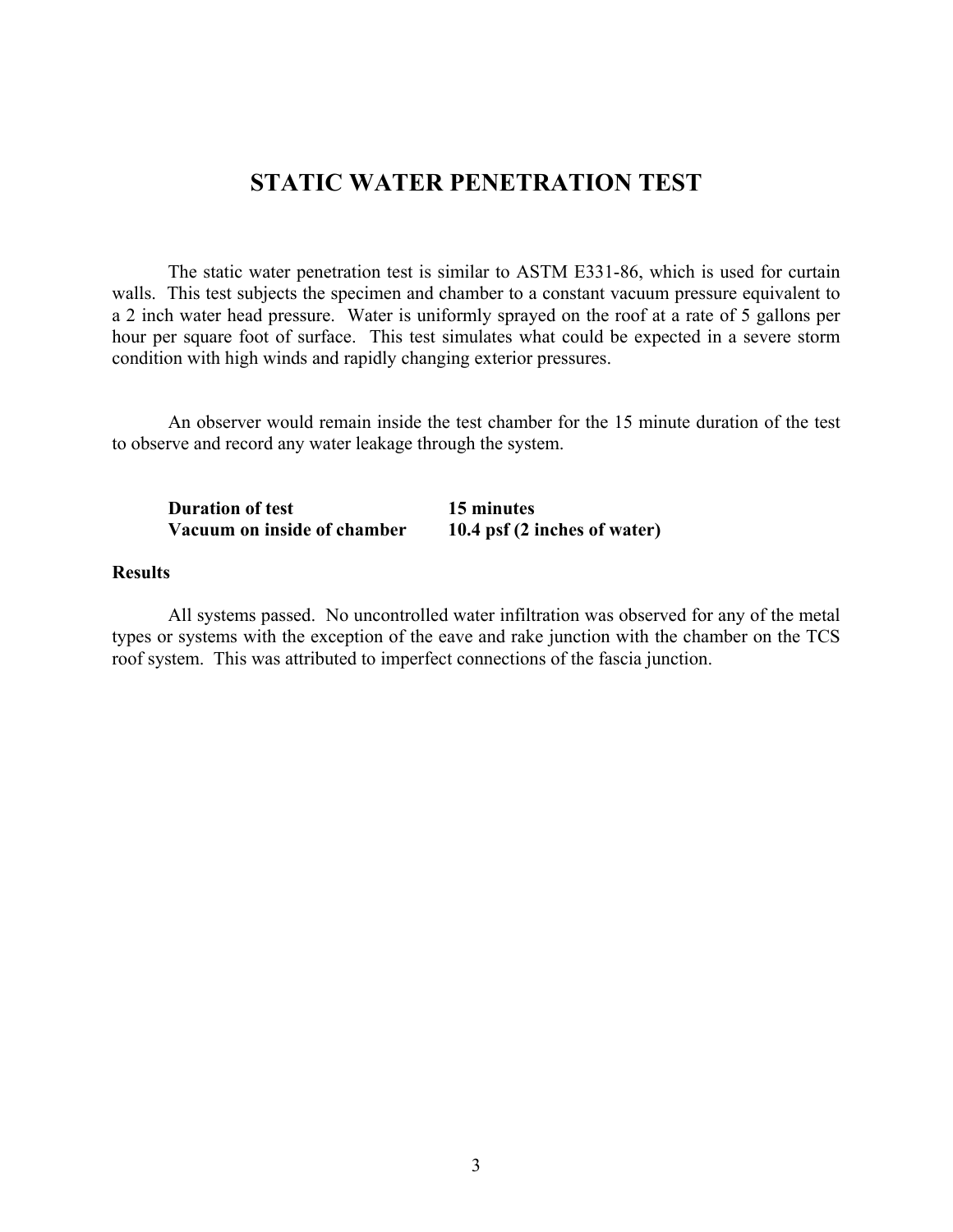# STATIC WATER PENETRATION TEST

The static water penetration test is similar to ASTM E331-86, which is used for curtain walls. This test subjects the specimen and chamber to a constant vacuum pressure equivalent to a 2 inch water head pressure. Water is uniformly sprayed on the roof at a rate of 5 gallons per hour per square foot of surface. This test simulates what could be expected in a severe storm condition with high winds and rapidly changing exterior pressures.

An observer would remain inside the test chamber for the 15 minute duration of the test to observe and record any water leakage through the system.

| | |
|---|---|
| **Duration of test** | **15 minutes** |
| **Vacuum on inside of chamber** | **10.4 psf (2 inches of water)** |

**Results**

All systems passed. No uncontrolled water infiltration was observed for any of the metal types or systems with the exception of the eave and rake junction with the chamber on the TCS roof system. This was attributed to imperfect connections of the fascia junction.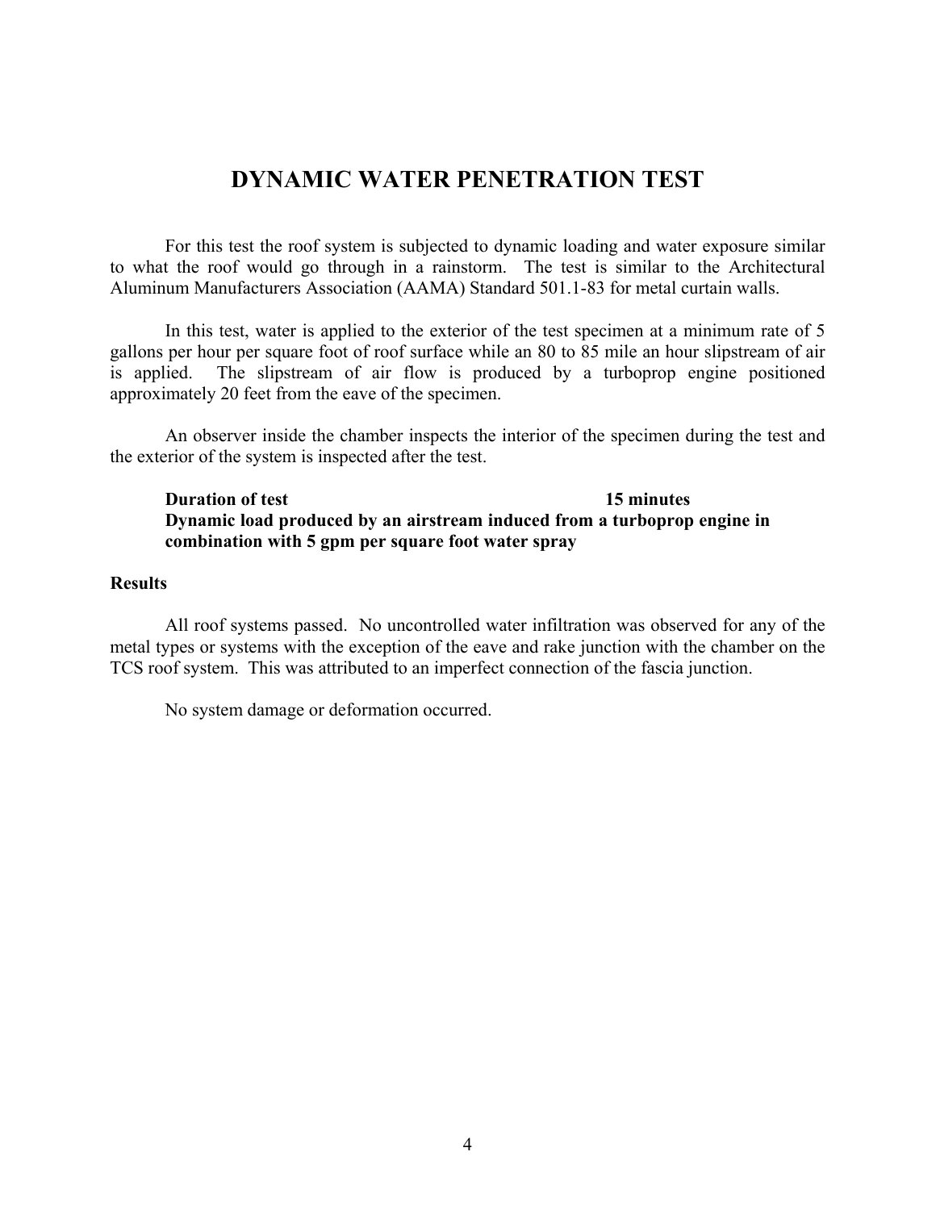# DYNAMIC WATER PENETRATION TEST

For this test the roof system is subjected to dynamic loading and water exposure similar to what the roof would go through in a rainstorm. The test is similar to the Architectural Aluminum Manufacturers Association (AAMA) Standard 501.1-83 for metal curtain walls.

In this test, water is applied to the exterior of the test specimen at a minimum rate of 5 gallons per hour per square foot of roof surface while an 80 to 85 mile an hour slipstream of air is applied. The slipstream of air flow is produced by a turboprop engine positioned approximately 20 feet from the eave of the specimen.

An observer inside the chamber inspects the interior of the specimen during the test and the exterior of the system is inspected after the test.

**Duration of test** **15 minutes**
**Dynamic load produced by an airstream induced from a turboprop engine in combination with 5 gpm per square foot water spray**

**Results**

All roof systems passed. No uncontrolled water infiltration was observed for any of the metal types or systems with the exception of the eave and rake junction with the chamber on the TCS roof system. This was attributed to an imperfect connection of the fascia junction.

No system damage or deformation occurred.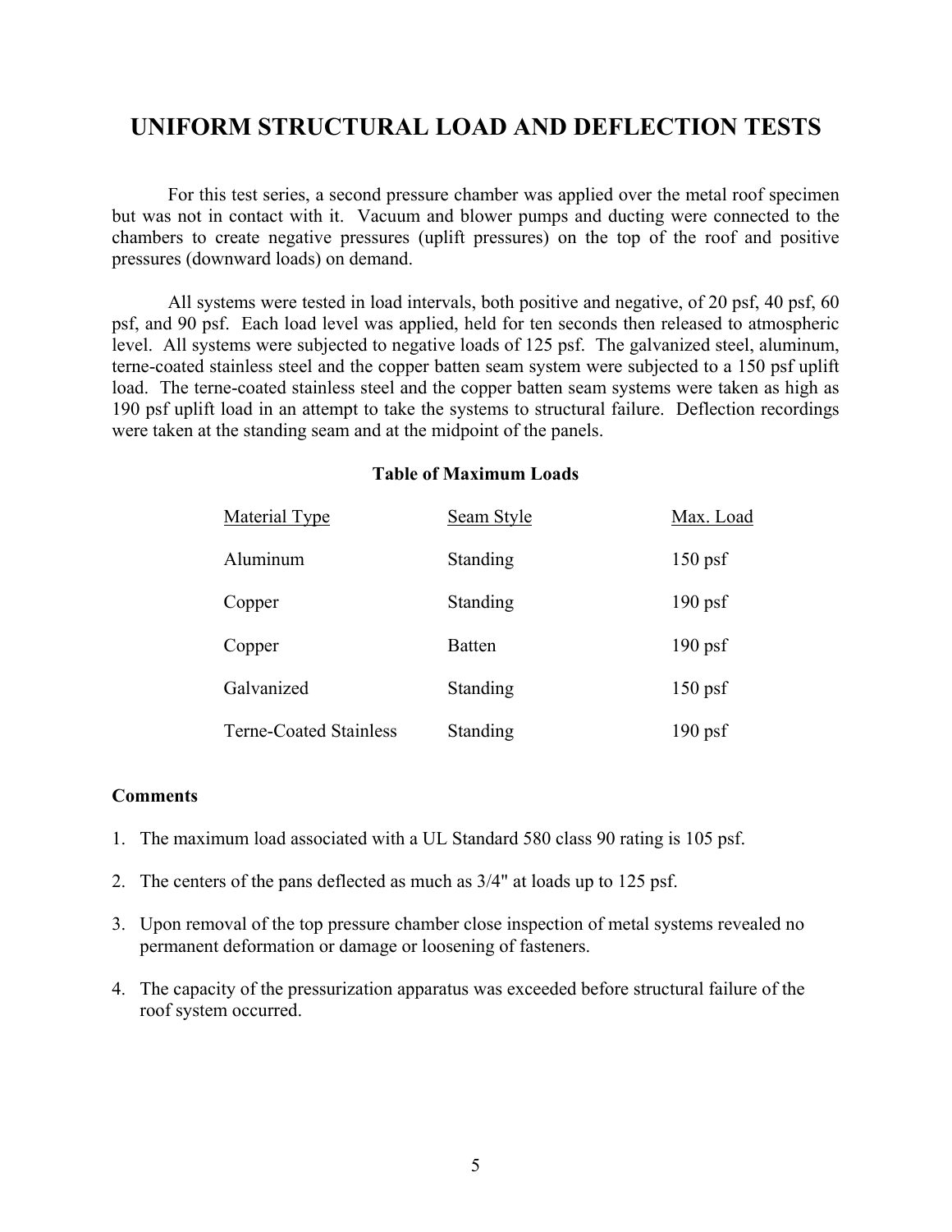# UNIFORM STRUCTURAL LOAD AND DEFLECTION TESTS

For this test series, a second pressure chamber was applied over the metal roof specimen but was not in contact with it. Vacuum and blower pumps and ducting were connected to the chambers to create negative pressures (uplift pressures) on the top of the roof and positive pressures (downward loads) on demand.

All systems were tested in load intervals, both positive and negative, of 20 psf, 40 psf, 60 psf, and 90 psf. Each load level was applied, held for ten seconds then released to atmospheric level. All systems were subjected to negative loads of 125 psf. The galvanized steel, aluminum, terne-coated stainless steel and the copper batten seam system were subjected to a 150 psf uplift load. The terne-coated stainless steel and the copper batten seam systems were taken as high as 190 psf uplift load in an attempt to take the systems to structural failure. Deflection recordings were taken at the standing seam and at the midpoint of the panels.

**Table of Maximum Loads**

| Material Type | Seam Style | Max. Load |
|---|---|---|
| Aluminum | Standing | 150 psf |
| Copper | Standing | 190 psf |
| Copper | Batten | 190 psf |
| Galvanized | Standing | 150 psf |
| Terne-Coated Stainless | Standing | 190 psf |

**Comments**

1. The maximum load associated with a UL Standard 580 class 90 rating is 105 psf.
2. The centers of the pans deflected as much as 3/4" at loads up to 125 psf.
3. Upon removal of the top pressure chamber close inspection of metal systems revealed no permanent deformation or damage or loosening of fasteners.
4. The capacity of the pressurization apparatus was exceeded before structural failure of the roof system occurred.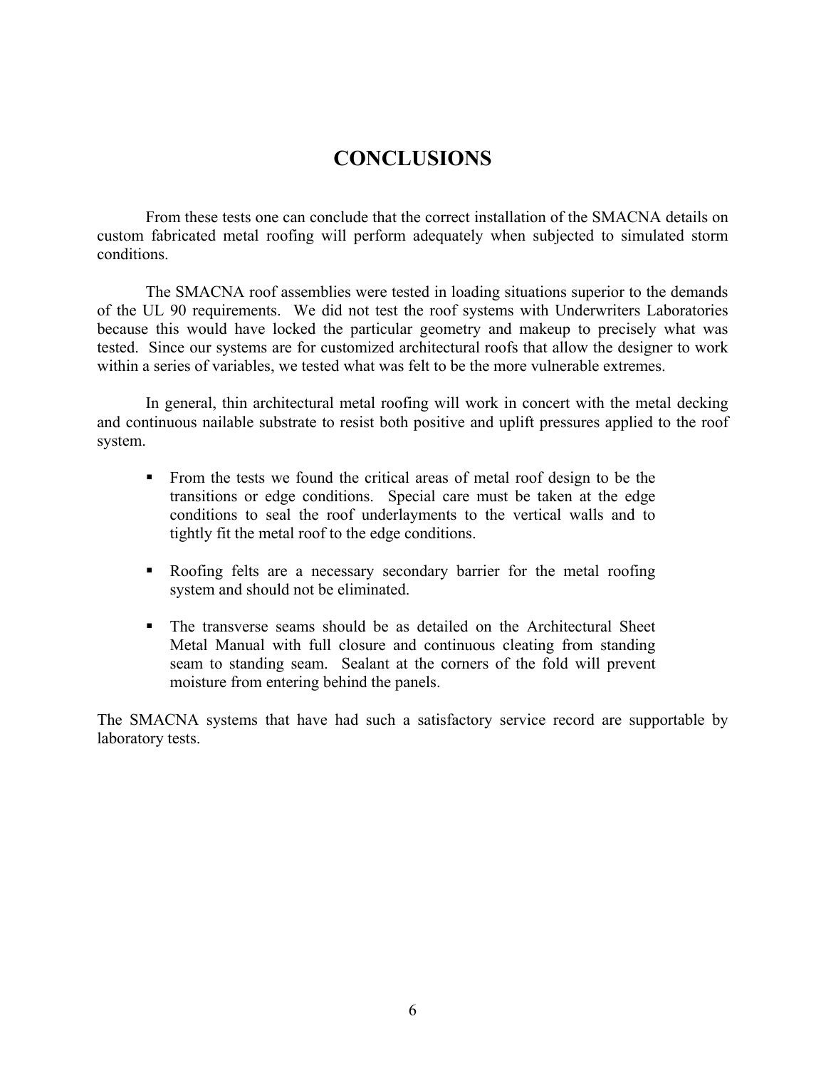# CONCLUSIONS

From these tests one can conclude that the correct installation of the SMACNA details on custom fabricated metal roofing will perform adequately when subjected to simulated storm conditions.

The SMACNA roof assemblies were tested in loading situations superior to the demands of the UL 90 requirements. We did not test the roof systems with Underwriters Laboratories because this would have locked the particular geometry and makeup to precisely what was tested. Since our systems are for customized architectural roofs that allow the designer to work within a series of variables, we tested what was felt to be the more vulnerable extremes.

In general, thin architectural metal roofing will work in concert with the metal decking and continuous nailable substrate to resist both positive and uplift pressures applied to the roof system.

- From the tests we found the critical areas of metal roof design to be the transitions or edge conditions. Special care must be taken at the edge conditions to seal the roof underlayments to the vertical walls and to tightly fit the metal roof to the edge conditions.
- Roofing felts are a necessary secondary barrier for the metal roofing system and should not be eliminated.
- The transverse seams should be as detailed on the Architectural Sheet Metal Manual with full closure and continuous cleating from standing seam to standing seam. Sealant at the corners of the fold will prevent moisture from entering behind the panels.

The SMACNA systems that have had such a satisfactory service record are supportable by laboratory tests.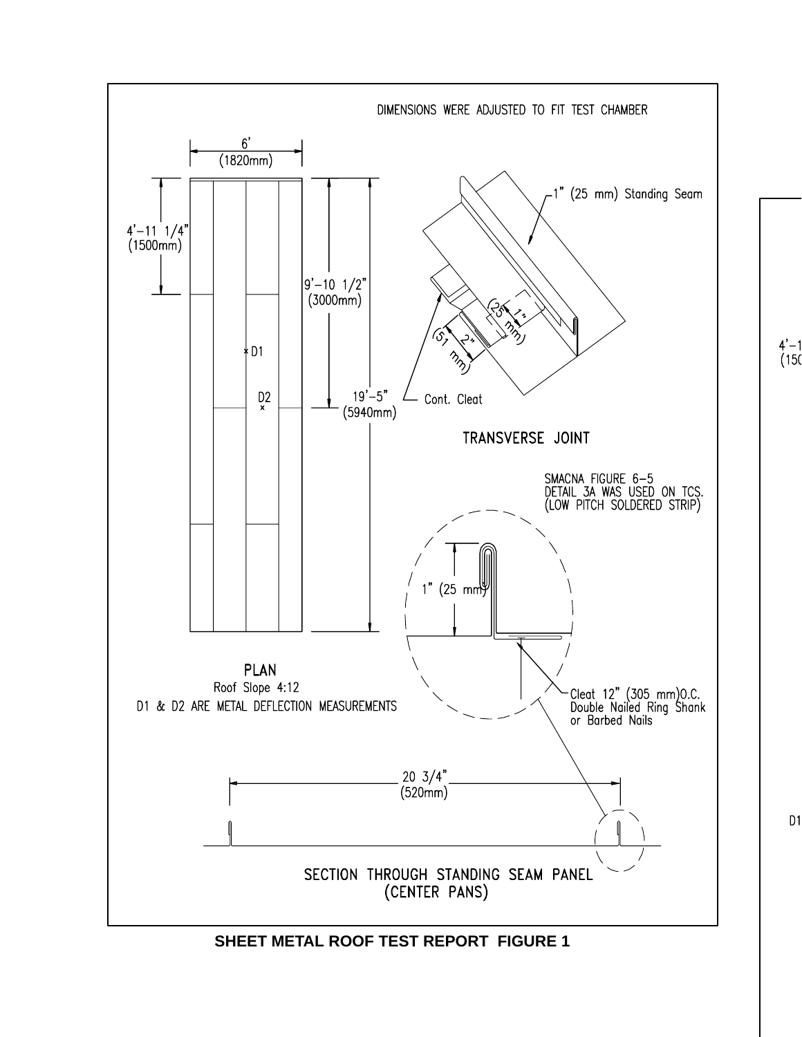DIMENSIONS WERE ADJUSTED TO FIT TEST CHAMBER

6'
(1820mm)

4'-11 1/4"
(1500mm)

9'-10 1/2"
(3000mm)

19'-5"
(5940mm)

D1

D2

PLAN
Roof Slope 4:12
D1 & D2 ARE METAL DEFLECTION MEASUREMENTS

1" (25 mm) Standing Seam

1" (25 mm)

2" (51 mm)

Cont. Cleat

TRANSVERSE JOINT

SMACNA FIGURE 6-5
DETAIL 3A WAS USED ON TCS.
(LOW PITCH SOLDERED STRIP)

1" (25 mm)

Cleat 12" (305 mm)O.C.
Double Nailed Ring Shank
or Barbed Nails

20 3/4"
(520mm)

SECTION THROUGH STANDING SEAM PANEL
(CENTER PANS)

**SHEET METAL ROOF TEST REPORT FIGURE 1**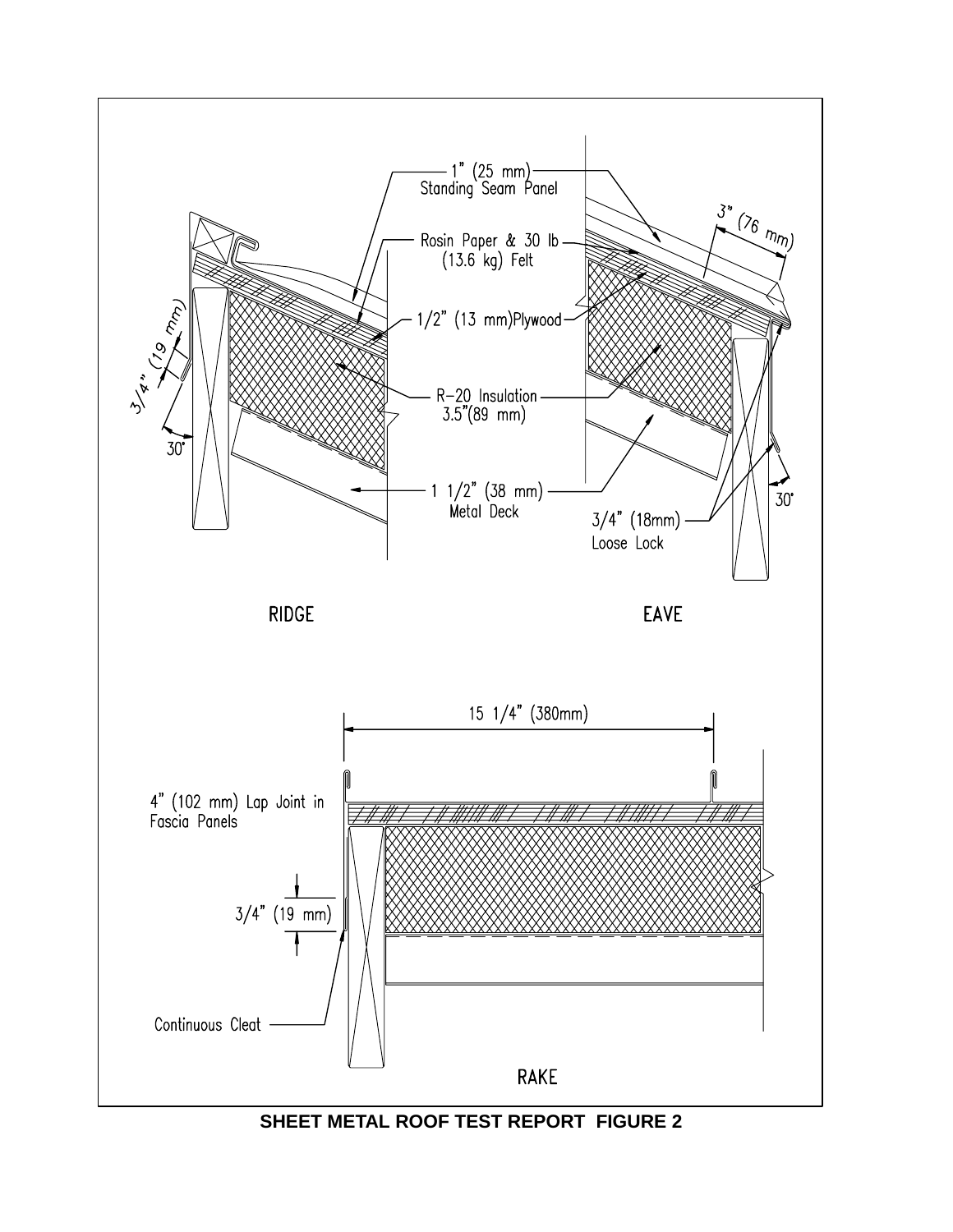1" (25 mm) Standing Seam Panel

Rosin Paper & 30 lb (13.6 kg) Felt

1/2" (13 mm)Plywood

R-20 Insulation 3.5"(89 mm)

1 1/2" (38 mm) Metal Deck

3/4" (19 mm)

30°

3" (76 mm)

3/4" (18mm) Loose Lock

30°

RIDGE

EAVE

15 1/4" (380mm)

4" (102 mm) Lap Joint in Fascia Panels

3/4" (19 mm)

Continuous Cleat

RAKE

**SHEET METAL ROOF TEST REPORT FIGURE 2**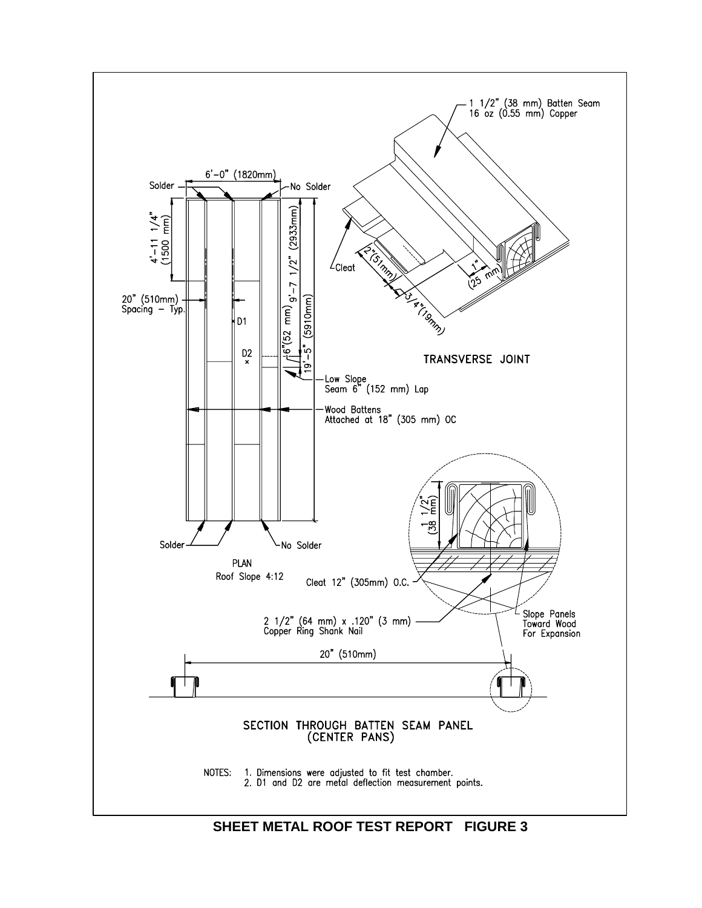1 1/2" (38 mm) Batten Seam
16 oz (0.55 mm) Copper

6'-0" (1820mm)

Solder

No Solder

4'-11 1/4" (1500 mm)

9'-7 1/2" (2933mm)

19'-5" (5910mm)

20" (510mm) Spacing - Typ.

D1

D2

6"(52 mm)

Cleat

2"(51mm)

1" (25 mm)

3/4"(19mm)

TRANSVERSE JOINT

Low Slope Seam 6" (152 mm) Lap

Wood Battens Attached at 18" (305 mm) OC

1 1/2" (38 mm)

Solder

No Solder

PLAN
Roof Slope 4:12

Cleat 12" (305mm) O.C.

2 1/2" (64 mm) x .120" (3 mm) Copper Ring Shank Nail

Slope Panels Toward Wood For Expansion

20" (510mm)

SECTION THROUGH BATTEN SEAM PANEL
(CENTER PANS)

NOTES:
1. Dimensions were adjusted to fit test chamber.
2. D1 and D2 are metal deflection measurement points.

**SHEET METAL ROOF TEST REPORT FIGURE 3**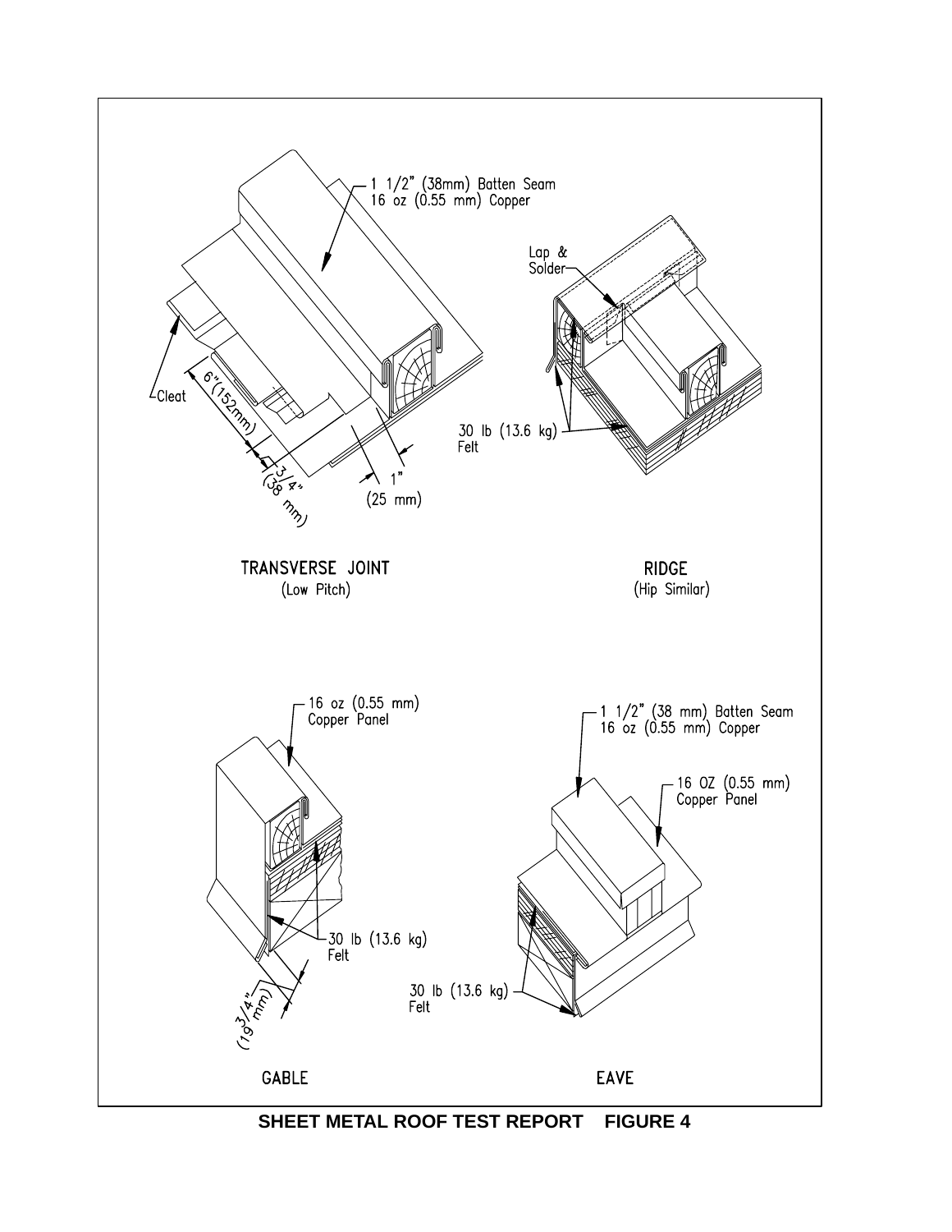1 1/2" (38mm) Batten Seam
16 oz (0.55 mm) Copper

Cleat

6" (152mm)

3/4" (38 mm)

1"
(25 mm)

Lap &
Solder

30 lb (13.6 kg)
Felt

TRANSVERSE JOINT
(Low Pitch)

RIDGE
(Hip Similar)

16 oz (0.55 mm)
Copper Panel

30 lb (13.6 kg)
Felt

3/4"
(19 mm)

GABLE

1 1/2" (38 mm) Batten Seam
16 oz (0.55 mm) Copper

16 OZ (0.55 mm)
Copper Panel

30 lb (13.6 kg)
Felt

EAVE

**SHEET METAL ROOF TEST REPORT FIGURE 4**